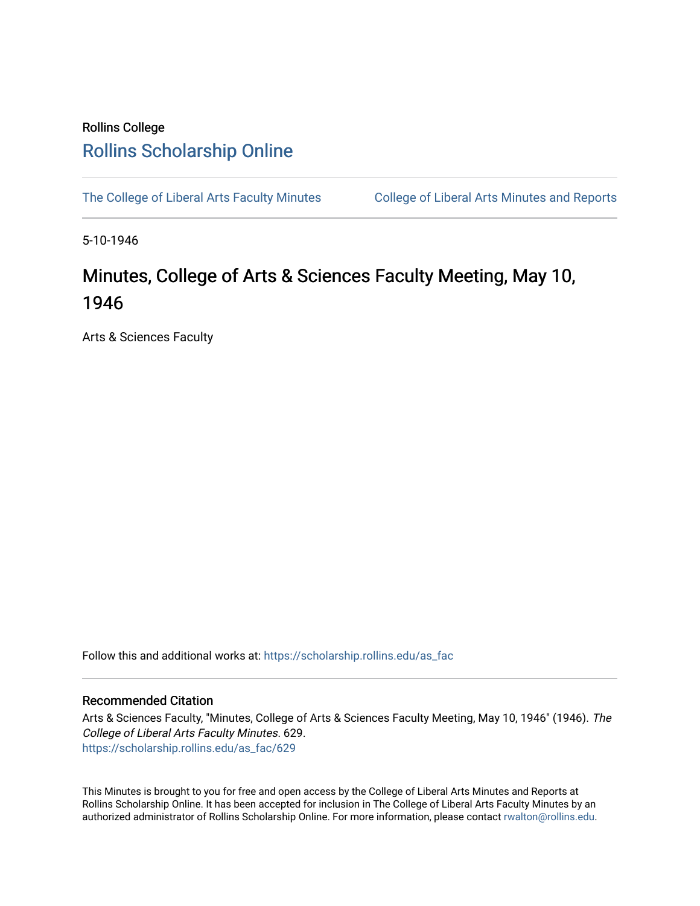Rollins College

# Rollins Scholarship Online

The College of Liberal Arts Faculty Minutes

College of Liberal Arts Minutes and Reports

5-10-1946

## Minutes, College of Arts & Sciences Faculty Meeting, May 10, 1946

Arts & Sciences Faculty

Follow this and additional works at: https://scholarship.rollins.edu/as_fac

### Recommended Citation

Arts & Sciences Faculty, "Minutes, College of Arts & Sciences Faculty Meeting, May 10, 1946" (1946). *The College of Liberal Arts Faculty Minutes*. 629.
https://scholarship.rollins.edu/as_fac/629

This Minutes is brought to you for free and open access by the College of Liberal Arts Minutes and Reports at Rollins Scholarship Online. It has been accepted for inclusion in The College of Liberal Arts Faculty Minutes by an authorized administrator of Rollins Scholarship Online. For more information, please contact rwalton@rollins.edu.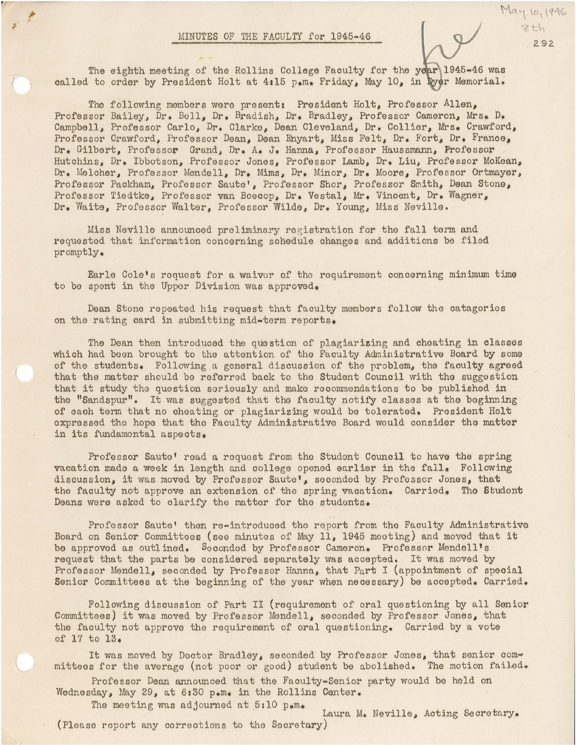May 10, 1946
8th

MINUTES OF THE FACULTY for 1945-46

The eighth meeting of the Rollins College Faculty for the year 1945-46 was called to order by President Holt at 4:15 p.m. Friday, May 10, in Dyer Memorial.

The following members were present: President Holt, Professor Allen, Professor Bailey, Dr. Bell, Dr. Bradish, Dr. Bradley, Professor Cameron, Mrs. D. Campbell, Professor Carlo, Dr. Clarke, Dean Cleveland, Dr. Collier, Mrs. Crawford, Professor Crawford, Professor Dean, Dean Enyart, Miss Felt, Dr. Fort, Dr. France, Dr. Gilbert, Professor Grand, Dr. A. J. Hanna, Professor Haussmann, Professor Hutchins, Dr. Ibbotson, Professor Jones, Professor Lamb, Dr. Liu, Professor McKean, Dr. Melcher, Professor Mendell, Dr. Mims, Dr. Minor, Dr. Moore, Professor Ortmayer, Professor Packham, Professor Saute', Professor Shor, Professor Smith, Dean Stone, Professor Tiedtke, Professor van Boecop, Dr. Vestal, Mr. Vincent, Dr. Wagner, Dr. Waite, Professor Walter, Professor Wilde, Dr. Young, Miss Neville.

Miss Neville announced preliminary registration for the fall term and requested that information concerning schedule changes and additions be filed promptly.

Earle Cole's request for a waiver of the requirement concerning minimum time to be spent in the Upper Division was approved.

Dean Stone repeated his request that faculty members follow the catagories on the rating card in submitting mid-term reports.

The Dean then introduced the question of plagiarizing and cheating in classes which had been brought to the attention of the Faculty Administrative Board by some of the students. Following a general discussion of the problem, the faculty agreed that the matter should be referred back to the Student Council with the suggestion that it study the question seriously and make recommendations to be published in the "Sandspur". It was suggested that the faculty notify classes at the beginning of each term that no cheating or plagiarizing would be tolerated. President Holt expressed the hope that the Faculty Administrative Board would consider the matter in its fundamental aspects.

Professor Saute' read a request from the Student Council to have the spring vacation made a week in length and college opened earlier in the fall. Following discussion, it was moved by Professor Saute', seconded by Professor Jones, that the faculty not approve an extension of the spring vacation. Carried. The Student Deans were asked to clarify the matter for the students.

Professor Saute' then re-introduced the report from the Faculty Administrative Board on Senior Committees (see minutes of May 11, 1945 meeting) and moved that it be approved as outlined. Seconded by Professor Cameron. Professor Mendell's request that the parts be considered separately was accepted. It was moved by Professor Mendell, seconded by Professor Hanna, that Part I (appointment of special Senior Committees at the beginning of the year when necessary) be accepted. Carried.

Following discussion of Part II (requirement of oral questioning by all Senior Committees) it was moved by Professor Mendell, seconded by Professor Jones, that the faculty not approve the requirement of oral questioning. Carried by a vote of 17 to 13.

It was moved by Doctor Bradley, seconded by Professor Jones, that senior committees for the average (not poor or good) student be abolished. The motion failed.

Professor Dean announced that the Faculty-Senior party would be held on Wednesday, May 29, at 6:30 p.m. in the Rollins Center.

The meeting was adjourned at 5:10 p.m.

Laura M. Neville, Acting Secretary.

(Please report any corrections to the Secretary)